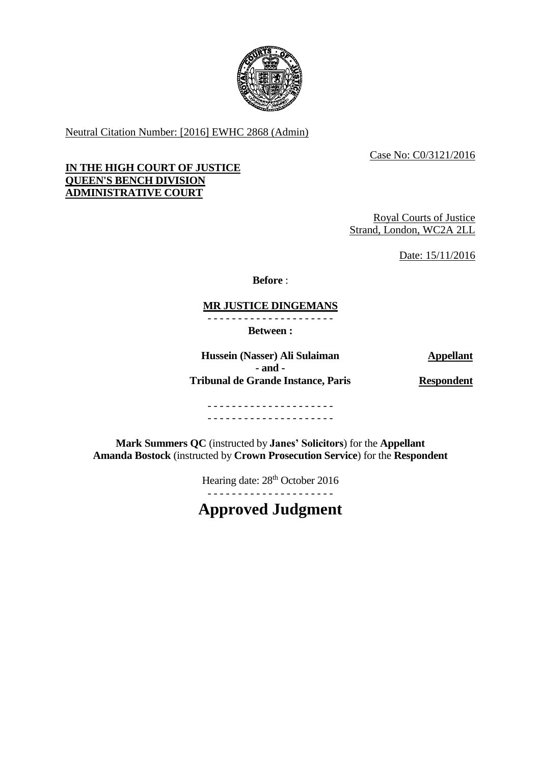Neutral Citation Number: [2016] EWHC 2868 (Admin)

Case No: C0/3121/2016

**IN THE HIGH COURT OF JUSTICE**
**QUEEN'S BENCH DIVISION**
**ADMINISTRATIVE COURT**

Royal Courts of Justice
Strand, London, WC2A 2LL

Date: 15/11/2016

**Before** :

**MR JUSTICE DINGEMANS**

- - - - - - - - - - - - - - - - - - - - -

**Between :**

| | |
|---|---|
| **Hussein (Nasser) Ali Sulaiman** | **Appellant** |
| **- and -** | |
| **Tribunal de Grande Instance, Paris** | **Respondent** |

- - - - - - - - - - - - - - - - - - - - -

- - - - - - - - - - - - - - - - - - - - -

**Mark Summers QC** (instructed by **Janes' Solicitors**) for the **Appellant**
**Amanda Bostock** (instructed by **Crown Prosecution Service**) for the **Respondent**

Hearing date: 28th October 2016

- - - - - - - - - - - - - - - - - - - - -

# Approved Judgment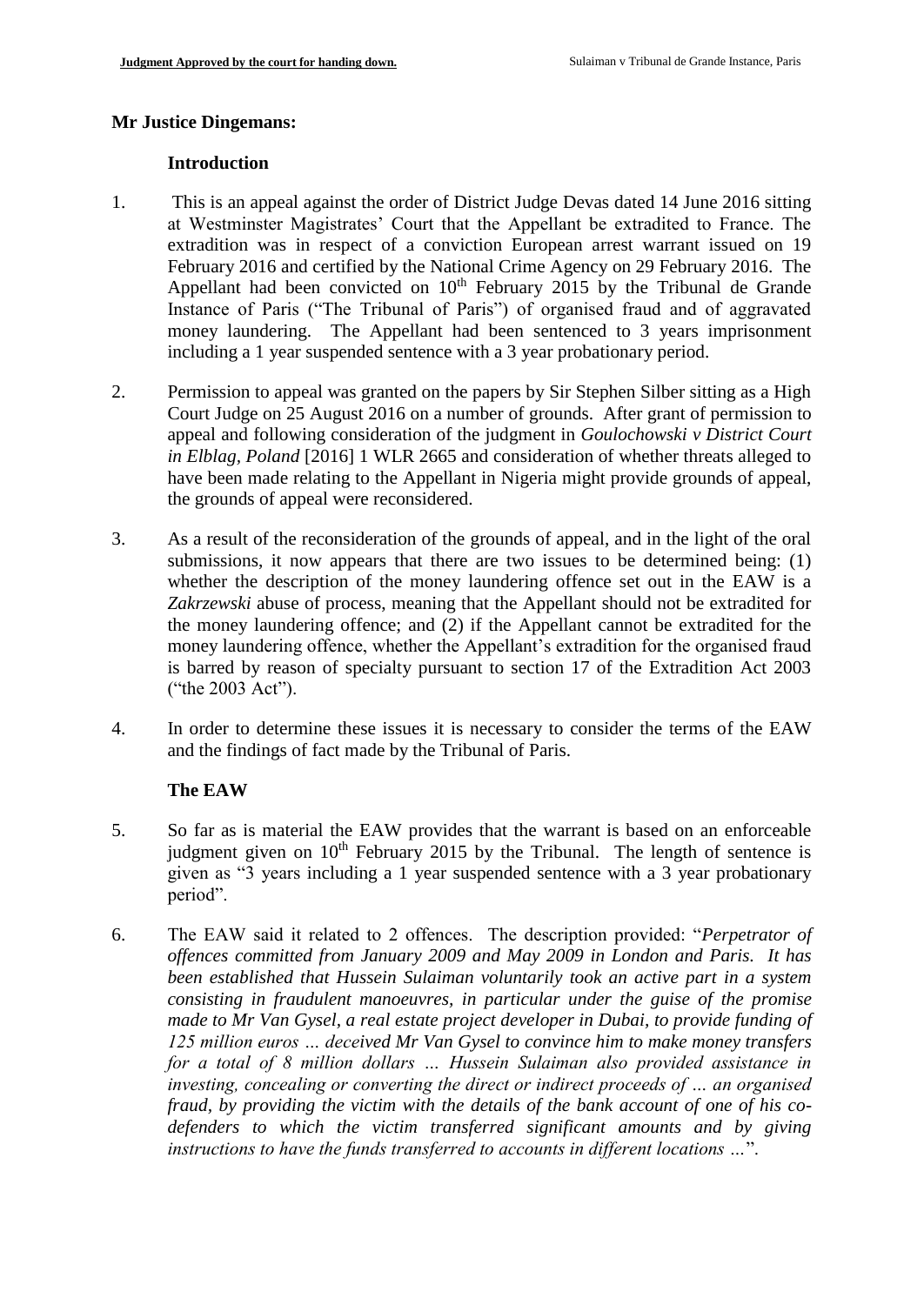**Mr Justice Dingemans:**

**Introduction**

1. This is an appeal against the order of District Judge Devas dated 14 June 2016 sitting at Westminster Magistrates' Court that the Appellant be extradited to France. The extradition was in respect of a conviction European arrest warrant issued on 19 February 2016 and certified by the National Crime Agency on 29 February 2016. The Appellant had been convicted on 10th February 2015 by the Tribunal de Grande Instance of Paris ("The Tribunal of Paris") of organised fraud and of aggravated money laundering. The Appellant had been sentenced to 3 years imprisonment including a 1 year suspended sentence with a 3 year probationary period.

2. Permission to appeal was granted on the papers by Sir Stephen Silber sitting as a High Court Judge on 25 August 2016 on a number of grounds. After grant of permission to appeal and following consideration of the judgment in *Goulochowski v District Court in Elblag, Poland* [2016] 1 WLR 2665 and consideration of whether threats alleged to have been made relating to the Appellant in Nigeria might provide grounds of appeal, the grounds of appeal were reconsidered.

3. As a result of the reconsideration of the grounds of appeal, and in the light of the oral submissions, it now appears that there are two issues to be determined being: (1) whether the description of the money laundering offence set out in the EAW is a *Zakrzewski* abuse of process, meaning that the Appellant should not be extradited for the money laundering offence; and (2) if the Appellant cannot be extradited for the money laundering offence, whether the Appellant's extradition for the organised fraud is barred by reason of specialty pursuant to section 17 of the Extradition Act 2003 ("the 2003 Act").

4. In order to determine these issues it is necessary to consider the terms of the EAW and the findings of fact made by the Tribunal of Paris.

**The EAW**

5. So far as is material the EAW provides that the warrant is based on an enforceable judgment given on 10th February 2015 by the Tribunal. The length of sentence is given as "3 years including a 1 year suspended sentence with a 3 year probationary period".

6. The EAW said it related to 2 offences. The description provided: "*Perpetrator of offences committed from January 2009 and May 2009 in London and Paris. It has been established that Hussein Sulaiman voluntarily took an active part in a system consisting in fraudulent manoeuvres, in particular under the guise of the promise made to Mr Van Gysel, a real estate project developer in Dubai, to provide funding of 125 million euros … deceived Mr Van Gysel to convince him to make money transfers for a total of 8 million dollars … Hussein Sulaiman also provided assistance in investing, concealing or converting the direct or indirect proceeds of … an organised fraud, by providing the victim with the details of the bank account of one of his co-defenders to which the victim transferred significant amounts and by giving instructions to have the funds transferred to accounts in different locations …*".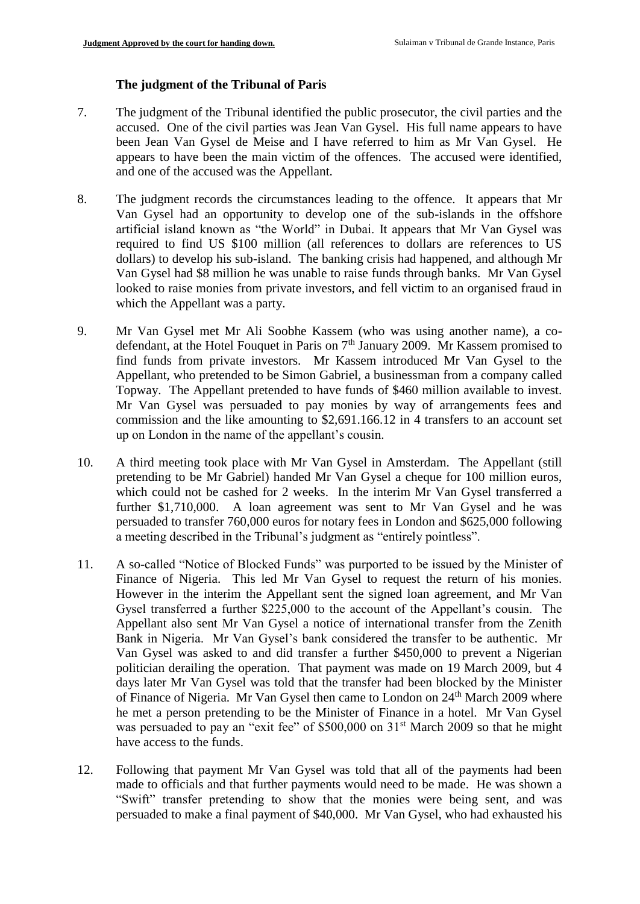### The judgment of the Tribunal of Paris

7. The judgment of the Tribunal identified the public prosecutor, the civil parties and the accused. One of the civil parties was Jean Van Gysel. His full name appears to have been Jean Van Gysel de Meise and I have referred to him as Mr Van Gysel. He appears to have been the main victim of the offences. The accused were identified, and one of the accused was the Appellant.

8. The judgment records the circumstances leading to the offence. It appears that Mr Van Gysel had an opportunity to develop one of the sub-islands in the offshore artificial island known as "the World" in Dubai. It appears that Mr Van Gysel was required to find US $100 million (all references to dollars are references to US dollars) to develop his sub-island. The banking crisis had happened, and although Mr Van Gysel had $8 million he was unable to raise funds through banks. Mr Van Gysel looked to raise monies from private investors, and fell victim to an organised fraud in which the Appellant was a party.

9. Mr Van Gysel met Mr Ali Soobhe Kassem (who was using another name), a co-defendant, at the Hotel Fouquet in Paris on 7th January 2009. Mr Kassem promised to find funds from private investors. Mr Kassem introduced Mr Van Gysel to the Appellant, who pretended to be Simon Gabriel, a businessman from a company called Topway. The Appellant pretended to have funds of $460 million available to invest. Mr Van Gysel was persuaded to pay monies by way of arrangements fees and commission and the like amounting to $2,691.166.12 in 4 transfers to an account set up on London in the name of the appellant's cousin.

10. A third meeting took place with Mr Van Gysel in Amsterdam. The Appellant (still pretending to be Mr Gabriel) handed Mr Van Gysel a cheque for 100 million euros, which could not be cashed for 2 weeks. In the interim Mr Van Gysel transferred a further $1,710,000. A loan agreement was sent to Mr Van Gysel and he was persuaded to transfer 760,000 euros for notary fees in London and $625,000 following a meeting described in the Tribunal's judgment as "entirely pointless".

11. A so-called "Notice of Blocked Funds" was purported to be issued by the Minister of Finance of Nigeria. This led Mr Van Gysel to request the return of his monies. However in the interim the Appellant sent the signed loan agreement, and Mr Van Gysel transferred a further $225,000 to the account of the Appellant's cousin. The Appellant also sent Mr Van Gysel a notice of international transfer from the Zenith Bank in Nigeria. Mr Van Gysel's bank considered the transfer to be authentic. Mr Van Gysel was asked to and did transfer a further $450,000 to prevent a Nigerian politician derailing the operation. That payment was made on 19 March 2009, but 4 days later Mr Van Gysel was told that the transfer had been blocked by the Minister of Finance of Nigeria. Mr Van Gysel then came to London on 24th March 2009 where he met a person pretending to be the Minister of Finance in a hotel. Mr Van Gysel was persuaded to pay an "exit fee" of $500,000 on 31st March 2009 so that he might have access to the funds.

12. Following that payment Mr Van Gysel was told that all of the payments had been made to officials and that further payments would need to be made. He was shown a "Swift" transfer pretending to show that the monies were being sent, and was persuaded to make a final payment of $40,000. Mr Van Gysel, who had exhausted his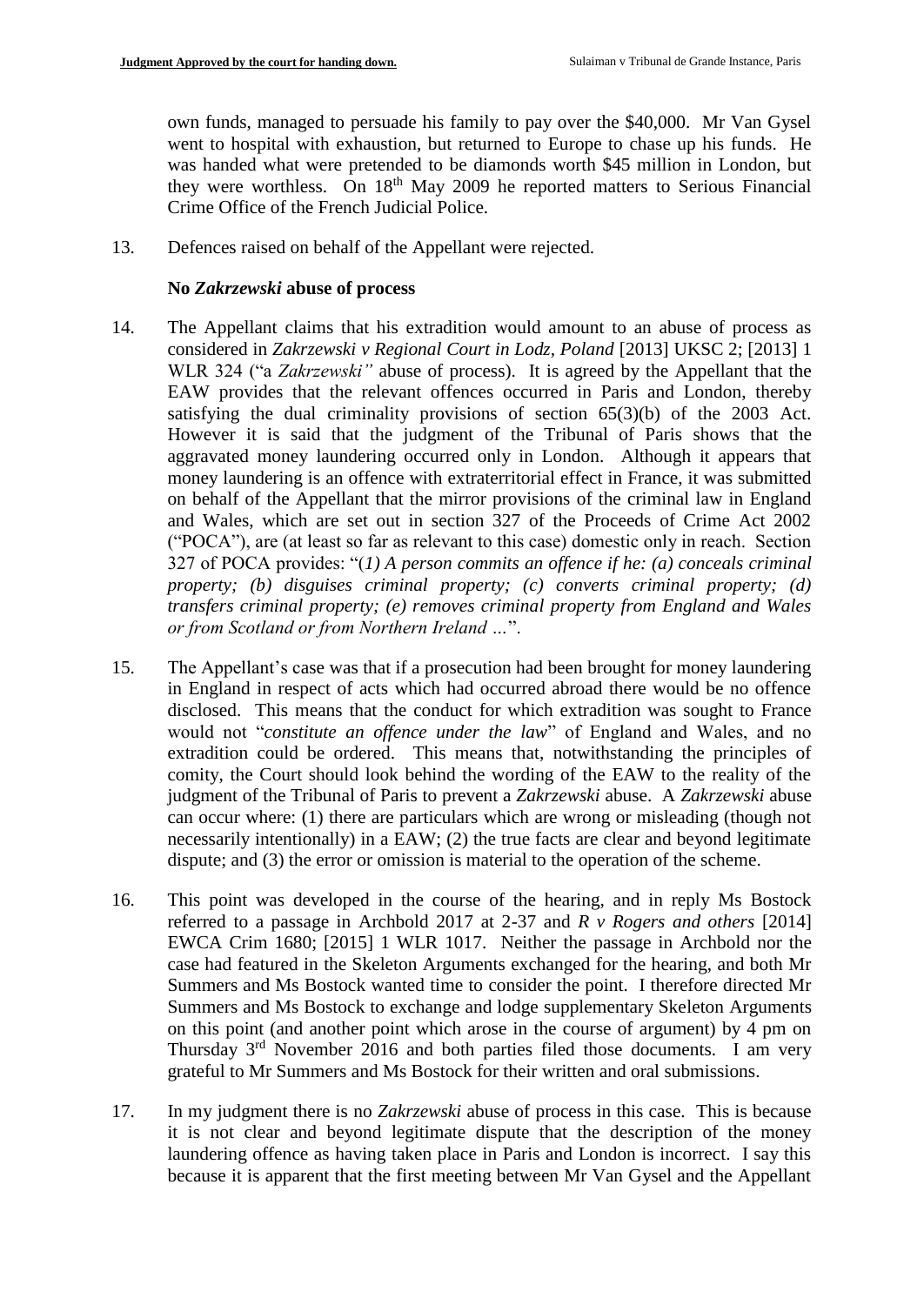own funds, managed to persuade his family to pay over the $40,000. Mr Van Gysel went to hospital with exhaustion, but returned to Europe to chase up his funds. He was handed what were pretended to be diamonds worth $45 million in London, but they were worthless. On 18th May 2009 he reported matters to Serious Financial Crime Office of the French Judicial Police.

13. Defences raised on behalf of the Appellant were rejected.

**No *Zakrzewski* abuse of process**

14. The Appellant claims that his extradition would amount to an abuse of process as considered in *Zakrzewski v Regional Court in Lodz, Poland* [2013] UKSC 2; [2013] 1 WLR 324 ("a *Zakrzewski"* abuse of process). It is agreed by the Appellant that the EAW provides that the relevant offences occurred in Paris and London, thereby satisfying the dual criminality provisions of section 65(3)(b) of the 2003 Act. However it is said that the judgment of the Tribunal of Paris shows that the aggravated money laundering occurred only in London. Although it appears that money laundering is an offence with extraterritorial effect in France, it was submitted on behalf of the Appellant that the mirror provisions of the criminal law in England and Wales, which are set out in section 327 of the Proceeds of Crime Act 2002 ("POCA"), are (at least so far as relevant to this case) domestic only in reach. Section 327 of POCA provides: "*(1) A person commits an offence if he: (a) conceals criminal property; (b) disguises criminal property; (c) converts criminal property; (d) transfers criminal property; (e) removes criminal property from England and Wales or from Scotland or from Northern Ireland …*".

15. The Appellant's case was that if a prosecution had been brought for money laundering in England in respect of acts which had occurred abroad there would be no offence disclosed. This means that the conduct for which extradition was sought to France would not "*constitute an offence under the law*" of England and Wales, and no extradition could be ordered. This means that, notwithstanding the principles of comity, the Court should look behind the wording of the EAW to the reality of the judgment of the Tribunal of Paris to prevent a *Zakrzewski* abuse. A *Zakrzewski* abuse can occur where: (1) there are particulars which are wrong or misleading (though not necessarily intentionally) in a EAW; (2) the true facts are clear and beyond legitimate dispute; and (3) the error or omission is material to the operation of the scheme.

16. This point was developed in the course of the hearing, and in reply Ms Bostock referred to a passage in Archbold 2017 at 2-37 and *R v Rogers and others* [2014] EWCA Crim 1680; [2015] 1 WLR 1017. Neither the passage in Archbold nor the case had featured in the Skeleton Arguments exchanged for the hearing, and both Mr Summers and Ms Bostock wanted time to consider the point. I therefore directed Mr Summers and Ms Bostock to exchange and lodge supplementary Skeleton Arguments on this point (and another point which arose in the course of argument) by 4 pm on Thursday 3rd November 2016 and both parties filed those documents. I am very grateful to Mr Summers and Ms Bostock for their written and oral submissions.

17. In my judgment there is no *Zakrzewski* abuse of process in this case. This is because it is not clear and beyond legitimate dispute that the description of the money laundering offence as having taken place in Paris and London is incorrect. I say this because it is apparent that the first meeting between Mr Van Gysel and the Appellant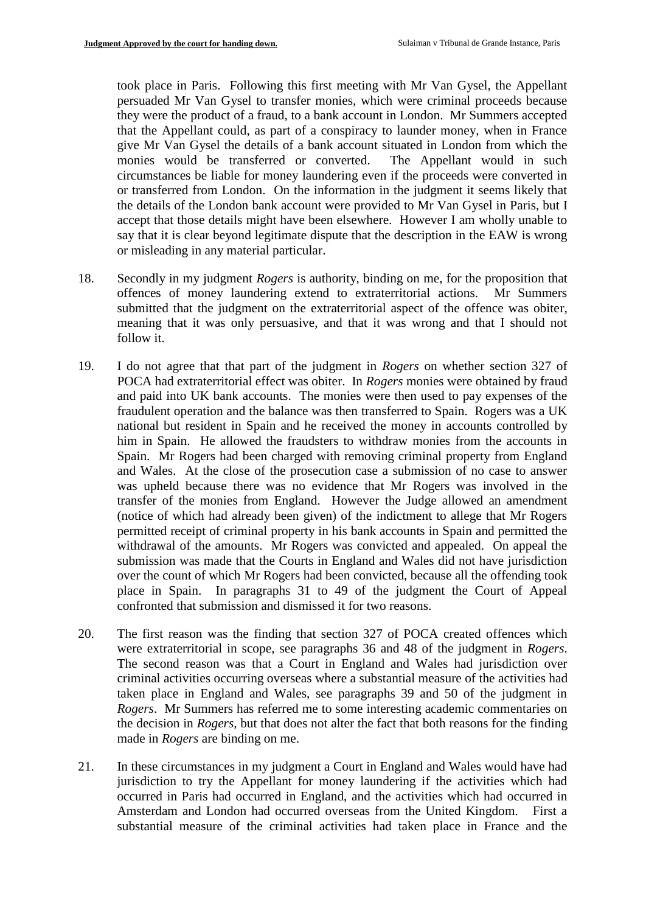took place in Paris. Following this first meeting with Mr Van Gysel, the Appellant persuaded Mr Van Gysel to transfer monies, which were criminal proceeds because they were the product of a fraud, to a bank account in London. Mr Summers accepted that the Appellant could, as part of a conspiracy to launder money, when in France give Mr Van Gysel the details of a bank account situated in London from which the monies would be transferred or converted. The Appellant would in such circumstances be liable for money laundering even if the proceeds were converted in or transferred from London. On the information in the judgment it seems likely that the details of the London bank account were provided to Mr Van Gysel in Paris, but I accept that those details might have been elsewhere. However I am wholly unable to say that it is clear beyond legitimate dispute that the description in the EAW is wrong or misleading in any material particular.

18. Secondly in my judgment *Rogers* is authority, binding on me, for the proposition that offences of money laundering extend to extraterritorial actions. Mr Summers submitted that the judgment on the extraterritorial aspect of the offence was obiter, meaning that it was only persuasive, and that it was wrong and that I should not follow it.

19. I do not agree that that part of the judgment in *Rogers* on whether section 327 of POCA had extraterritorial effect was obiter. In *Rogers* monies were obtained by fraud and paid into UK bank accounts. The monies were then used to pay expenses of the fraudulent operation and the balance was then transferred to Spain. Rogers was a UK national but resident in Spain and he received the money in accounts controlled by him in Spain. He allowed the fraudsters to withdraw monies from the accounts in Spain. Mr Rogers had been charged with removing criminal property from England and Wales. At the close of the prosecution case a submission of no case to answer was upheld because there was no evidence that Mr Rogers was involved in the transfer of the monies from England. However the Judge allowed an amendment (notice of which had already been given) of the indictment to allege that Mr Rogers permitted receipt of criminal property in his bank accounts in Spain and permitted the withdrawal of the amounts. Mr Rogers was convicted and appealed. On appeal the submission was made that the Courts in England and Wales did not have jurisdiction over the count of which Mr Rogers had been convicted, because all the offending took place in Spain. In paragraphs 31 to 49 of the judgment the Court of Appeal confronted that submission and dismissed it for two reasons.

20. The first reason was the finding that section 327 of POCA created offences which were extraterritorial in scope, see paragraphs 36 and 48 of the judgment in *Rogers*. The second reason was that a Court in England and Wales had jurisdiction over criminal activities occurring overseas where a substantial measure of the activities had taken place in England and Wales, see paragraphs 39 and 50 of the judgment in *Rogers*. Mr Summers has referred me to some interesting academic commentaries on the decision in *Rogers*, but that does not alter the fact that both reasons for the finding made in *Rogers* are binding on me.

21. In these circumstances in my judgment a Court in England and Wales would have had jurisdiction to try the Appellant for money laundering if the activities which had occurred in Paris had occurred in England, and the activities which had occurred in Amsterdam and London had occurred overseas from the United Kingdom. First a substantial measure of the criminal activities had taken place in France and the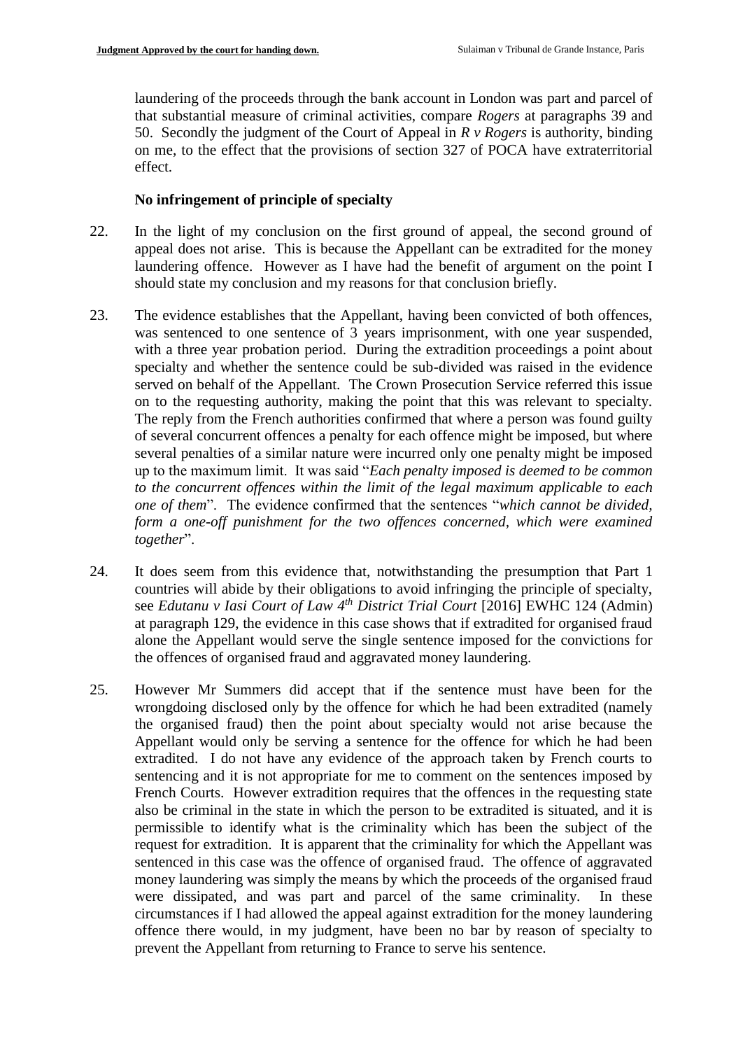laundering of the proceeds through the bank account in London was part and parcel of that substantial measure of criminal activities, compare *Rogers* at paragraphs 39 and 50. Secondly the judgment of the Court of Appeal in *R v Rogers* is authority, binding on me, to the effect that the provisions of section 327 of POCA have extraterritorial effect.

### No infringement of principle of specialty

22. In the light of my conclusion on the first ground of appeal, the second ground of appeal does not arise. This is because the Appellant can be extradited for the money laundering offence. However as I have had the benefit of argument on the point I should state my conclusion and my reasons for that conclusion briefly.

23. The evidence establishes that the Appellant, having been convicted of both offences, was sentenced to one sentence of 3 years imprisonment, with one year suspended, with a three year probation period. During the extradition proceedings a point about specialty and whether the sentence could be sub-divided was raised in the evidence served on behalf of the Appellant. The Crown Prosecution Service referred this issue on to the requesting authority, making the point that this was relevant to specialty. The reply from the French authorities confirmed that where a person was found guilty of several concurrent offences a penalty for each offence might be imposed, but where several penalties of a similar nature were incurred only one penalty might be imposed up to the maximum limit. It was said "*Each penalty imposed is deemed to be common to the concurrent offences within the limit of the legal maximum applicable to each one of them*". The evidence confirmed that the sentences "*which cannot be divided, form a one-off punishment for the two offences concerned, which were examined together*".

24. It does seem from this evidence that, notwithstanding the presumption that Part 1 countries will abide by their obligations to avoid infringing the principle of specialty, see *Edutanu v Iasi Court of Law 4th District Trial Court* [2016] EWHC 124 (Admin) at paragraph 129, the evidence in this case shows that if extradited for organised fraud alone the Appellant would serve the single sentence imposed for the convictions for the offences of organised fraud and aggravated money laundering.

25. However Mr Summers did accept that if the sentence must have been for the wrongdoing disclosed only by the offence for which he had been extradited (namely the organised fraud) then the point about specialty would not arise because the Appellant would only be serving a sentence for the offence for which he had been extradited. I do not have any evidence of the approach taken by French courts to sentencing and it is not appropriate for me to comment on the sentences imposed by French Courts. However extradition requires that the offences in the requesting state also be criminal in the state in which the person to be extradited is situated, and it is permissible to identify what is the criminality which has been the subject of the request for extradition. It is apparent that the criminality for which the Appellant was sentenced in this case was the offence of organised fraud. The offence of aggravated money laundering was simply the means by which the proceeds of the organised fraud were dissipated, and was part and parcel of the same criminality. In these circumstances if I had allowed the appeal against extradition for the money laundering offence there would, in my judgment, have been no bar by reason of specialty to prevent the Appellant from returning to France to serve his sentence.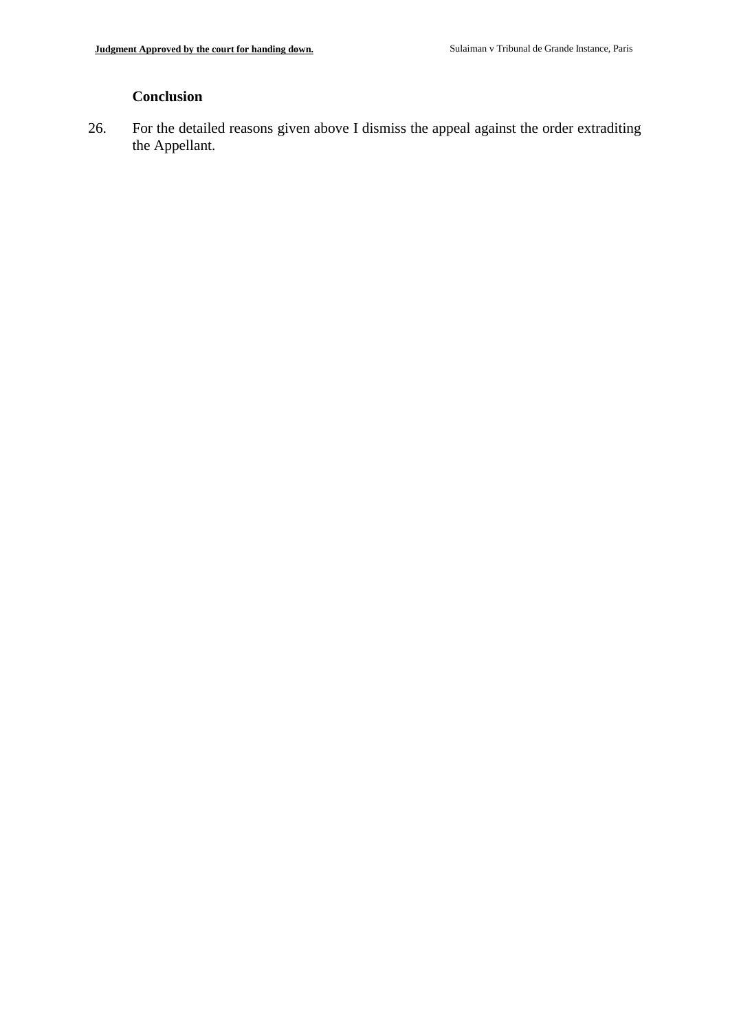### Conclusion

26. For the detailed reasons given above I dismiss the appeal against the order extraditing the Appellant.